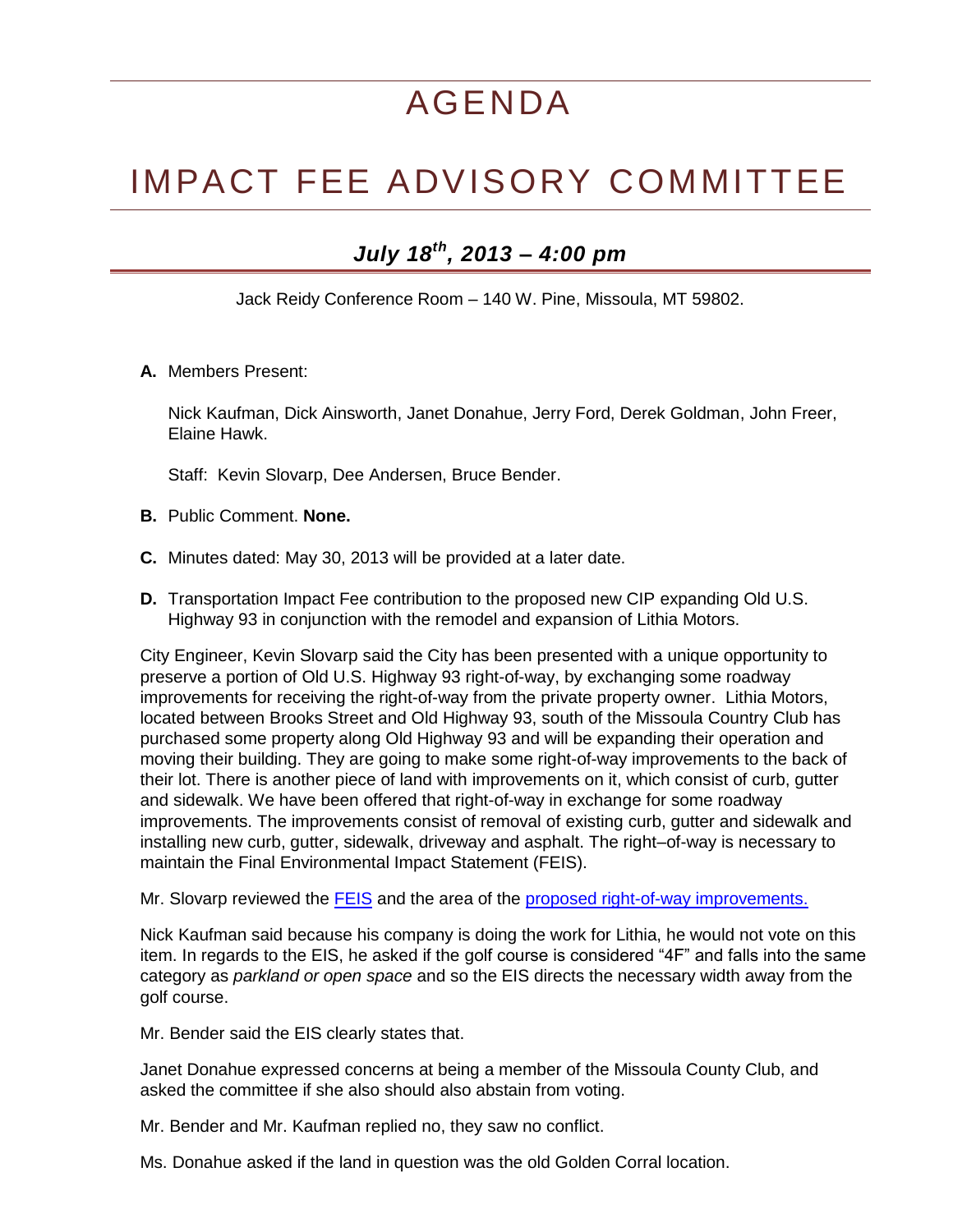# AGENDA

# IMPACT FEE ADVISORY COMMITTEE

## *July 18th, 2013 – 4:00 pm*

Jack Reidy Conference Room – 140 W. Pine, Missoula, MT 59802.

**A.** Members Present:

Nick Kaufman, Dick Ainsworth, Janet Donahue, Jerry Ford, Derek Goldman, John Freer, Elaine Hawk.

Staff: Kevin Slovarp, Dee Andersen, Bruce Bender.

**B.** Public Comment. **None.**

**C.** Minutes dated: May 30, 2013 will be provided at a later date.

**D.** Transportation Impact Fee contribution to the proposed new CIP expanding Old U.S. Highway 93 in conjunction with the remodel and expansion of Lithia Motors.

City Engineer, Kevin Slovarp said the City has been presented with a unique opportunity to preserve a portion of Old U.S. Highway 93 right-of-way, by exchanging some roadway improvements for receiving the right-of-way from the private property owner. Lithia Motors, located between Brooks Street and Old Highway 93, south of the Missoula Country Club has purchased some property along Old Highway 93 and will be expanding their operation and moving their building. They are going to make some right-of-way improvements to the back of their lot. There is another piece of land with improvements on it, which consist of curb, gutter and sidewalk. We have been offered that right-of-way in exchange for some roadway improvements. The improvements consist of removal of existing curb, gutter and sidewalk and installing new curb, gutter, sidewalk, driveway and asphalt. The right–of-way is necessary to maintain the Final Environmental Impact Statement (FEIS).

Mr. Slovarp reviewed the FEIS and the area of the proposed right-of-way improvements.

Nick Kaufman said because his company is doing the work for Lithia, he would not vote on this item. In regards to the EIS, he asked if the golf course is considered "4F" and falls into the same category as *parkland or open space* and so the EIS directs the necessary width away from the golf course.

Mr. Bender said the EIS clearly states that.

Janet Donahue expressed concerns at being a member of the Missoula County Club, and asked the committee if she also should also abstain from voting.

Mr. Bender and Mr. Kaufman replied no, they saw no conflict.

Ms. Donahue asked if the land in question was the old Golden Corral location.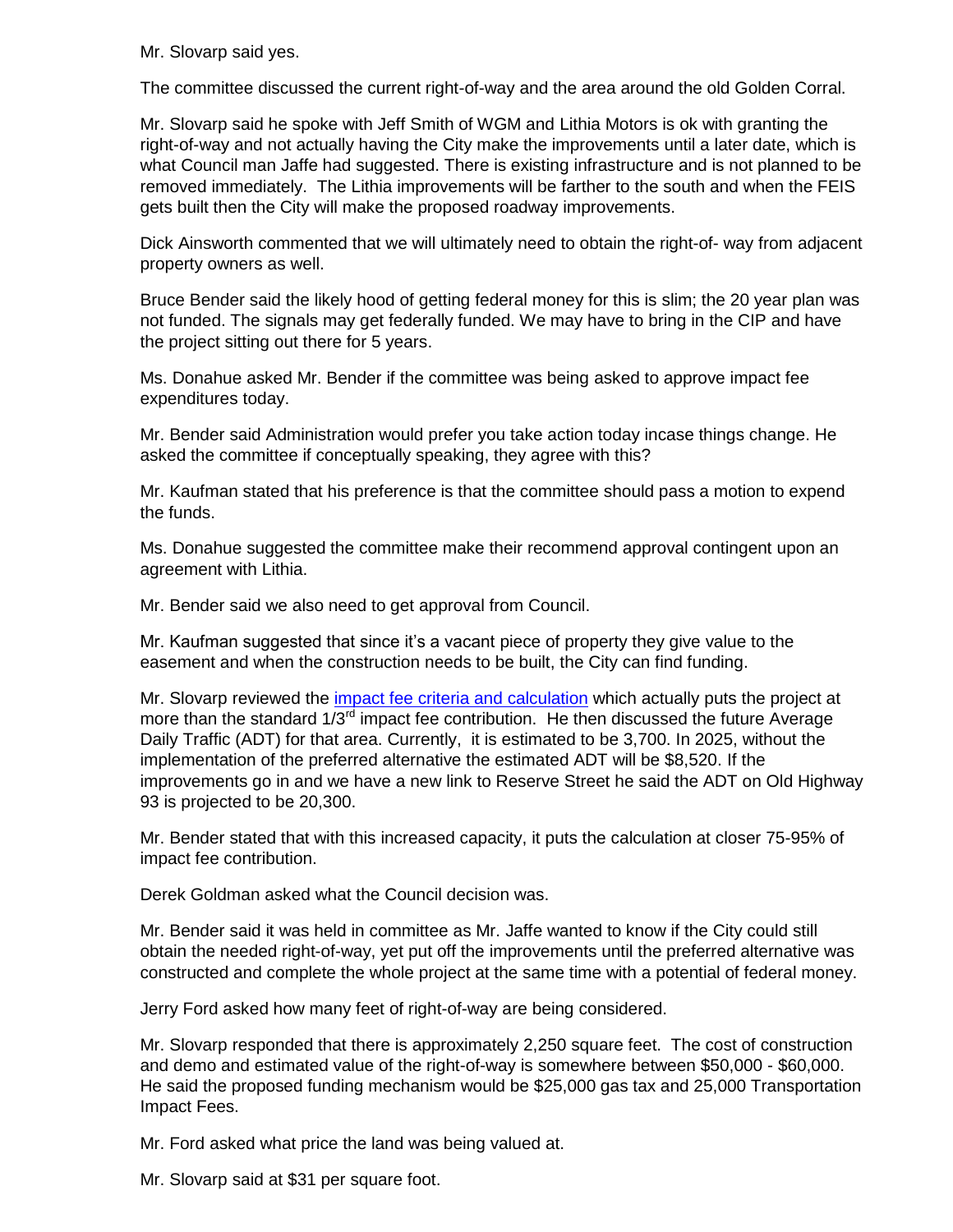Mr. Slovarp said yes.

The committee discussed the current right-of-way and the area around the old Golden Corral.

Mr. Slovarp said he spoke with Jeff Smith of WGM and Lithia Motors is ok with granting the right-of-way and not actually having the City make the improvements until a later date, which is what Council man Jaffe had suggested. There is existing infrastructure and is not planned to be removed immediately. The Lithia improvements will be farther to the south and when the FEIS gets built then the City will make the proposed roadway improvements.

Dick Ainsworth commented that we will ultimately need to obtain the right-of- way from adjacent property owners as well.

Bruce Bender said the likely hood of getting federal money for this is slim; the 20 year plan was not funded. The signals may get federally funded. We may have to bring in the CIP and have the project sitting out there for 5 years.

Ms. Donahue asked Mr. Bender if the committee was being asked to approve impact fee expenditures today.

Mr. Bender said Administration would prefer you take action today incase things change. He asked the committee if conceptually speaking, they agree with this?

Mr. Kaufman stated that his preference is that the committee should pass a motion to expend the funds.

Ms. Donahue suggested the committee make their recommend approval contingent upon an agreement with Lithia.

Mr. Bender said we also need to get approval from Council.

Mr. Kaufman suggested that since it's a vacant piece of property they give value to the easement and when the construction needs to be built, the City can find funding.

Mr. Slovarp reviewed the [impact fee criteria and calculation] which actually puts the project at more than the standard 1/3rd impact fee contribution. He then discussed the future Average Daily Traffic (ADT) for that area. Currently, it is estimated to be 3,700. In 2025, without the implementation of the preferred alternative the estimated ADT will be $8,520. If the improvements go in and we have a new link to Reserve Street he said the ADT on Old Highway 93 is projected to be 20,300.

Mr. Bender stated that with this increased capacity, it puts the calculation at closer 75-95% of impact fee contribution.

Derek Goldman asked what the Council decision was.

Mr. Bender said it was held in committee as Mr. Jaffe wanted to know if the City could still obtain the needed right-of-way, yet put off the improvements until the preferred alternative was constructed and complete the whole project at the same time with a potential of federal money.

Jerry Ford asked how many feet of right-of-way are being considered.

Mr. Slovarp responded that there is approximately 2,250 square feet. The cost of construction and demo and estimated value of the right-of-way is somewhere between $50,000 - $60,000. He said the proposed funding mechanism would be $25,000 gas tax and 25,000 Transportation Impact Fees.

Mr. Ford asked what price the land was being valued at.

Mr. Slovarp said at $31 per square foot.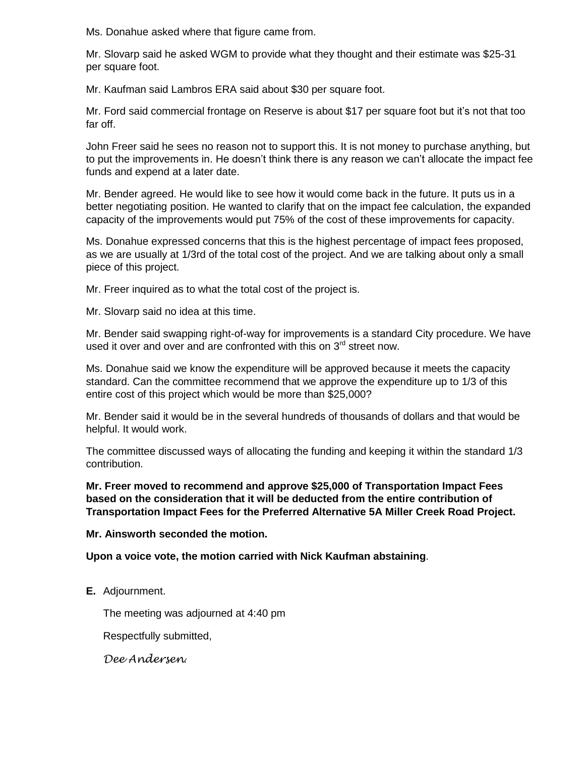Ms. Donahue asked where that figure came from.

Mr. Slovarp said he asked WGM to provide what they thought and their estimate was $25-31 per square foot.

Mr. Kaufman said Lambros ERA said about $30 per square foot.

Mr. Ford said commercial frontage on Reserve is about $17 per square foot but it's not that too far off.

John Freer said he sees no reason not to support this. It is not money to purchase anything, but to put the improvements in. He doesn't think there is any reason we can't allocate the impact fee funds and expend at a later date.

Mr. Bender agreed. He would like to see how it would come back in the future. It puts us in a better negotiating position. He wanted to clarify that on the impact fee calculation, the expanded capacity of the improvements would put 75% of the cost of these improvements for capacity.

Ms. Donahue expressed concerns that this is the highest percentage of impact fees proposed, as we are usually at 1/3rd of the total cost of the project. And we are talking about only a small piece of this project.

Mr. Freer inquired as to what the total cost of the project is.

Mr. Slovarp said no idea at this time.

Mr. Bender said swapping right-of-way for improvements is a standard City procedure. We have used it over and over and are confronted with this on 3rd street now.

Ms. Donahue said we know the expenditure will be approved because it meets the capacity standard. Can the committee recommend that we approve the expenditure up to 1/3 of this entire cost of this project which would be more than $25,000?

Mr. Bender said it would be in the several hundreds of thousands of dollars and that would be helpful. It would work.

The committee discussed ways of allocating the funding and keeping it within the standard 1/3 contribution.

**Mr. Freer moved to recommend and approve $25,000 of Transportation Impact Fees based on the consideration that it will be deducted from the entire contribution of Transportation Impact Fees for the Preferred Alternative 5A Miller Creek Road Project.**

**Mr. Ainsworth seconded the motion.**

**Upon a voice vote, the motion carried with Nick Kaufman abstaining**.

**E.** Adjournment.

The meeting was adjourned at 4:40 pm

Respectfully submitted,

*Dee Andersen*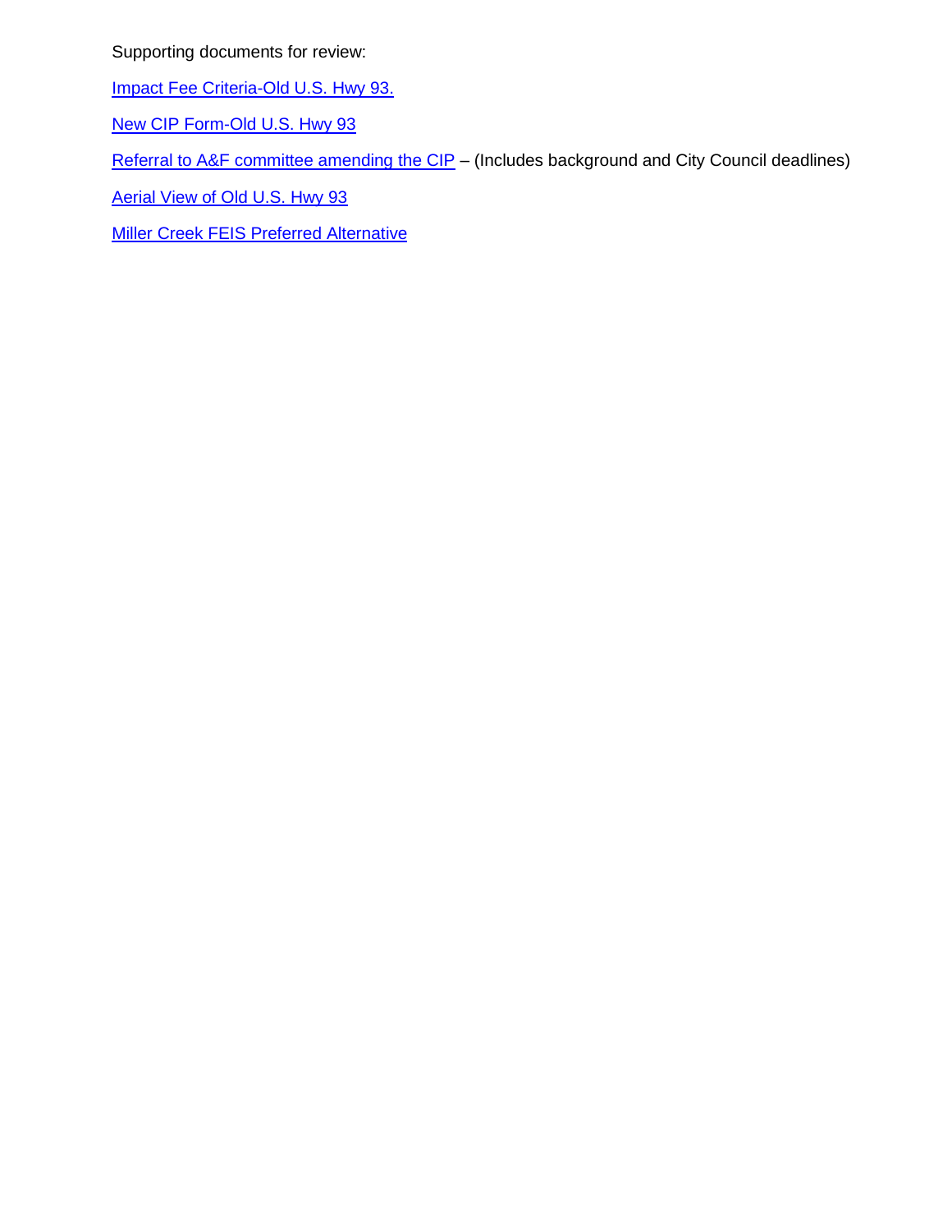Supporting documents for review:

Impact Fee Criteria-Old U.S. Hwy 93.

New CIP Form-Old U.S. Hwy 93

Referral to A&F committee amending the CIP – (Includes background and City Council deadlines)

Aerial View of Old U.S. Hwy 93

Miller Creek FEIS Preferred Alternative